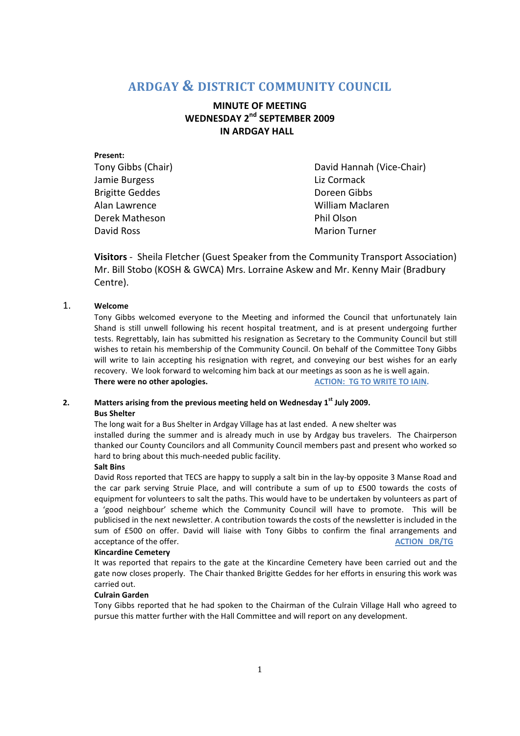# ARDGAY & DISTRICT COMMUNITY COUNCIL

## MINUTE OF MEETING
## WEDNESDAY 2nd SEPTEMBER 2009
## IN ARDGAY HALL

**Present:**

Tony Gibbs (Chair)
David Hannah (Vice-Chair)
Jamie Burgess
Liz Cormack
Brigitte Geddes
Doreen Gibbs
Alan Lawrence
William Maclaren
Derek Matheson
Phil Olson
David Ross
Marion Turner

**Visitors** - Sheila Fletcher (Guest Speaker from the Community Transport Association) Mr. Bill Stobo (KOSH & GWCA) Mrs. Lorraine Askew and Mr. Kenny Mair (Bradbury Centre).

1. **Welcome**

   Tony Gibbs welcomed everyone to the Meeting and informed the Council that unfortunately Iain Shand is still unwell following his recent hospital treatment, and is at present undergoing further tests. Regrettably, Iain has submitted his resignation as Secretary to the Community Council but still wishes to retain his membership of the Community Council. On behalf of the Committee Tony Gibbs will write to Iain accepting his resignation with regret, and conveying our best wishes for an early recovery. We look forward to welcoming him back at our meetings as soon as he is well again.

   **There were no other apologies.** **ACTION: TG TO WRITE TO IAIN.**

2. **Matters arising from the previous meeting held on Wednesday 1st July 2009.**

   **Bus Shelter**

   The long wait for a Bus Shelter in Ardgay Village has at last ended. A new shelter was installed during the summer and is already much in use by Ardgay bus travelers. The Chairperson thanked our County Councilors and all Community Council members past and present who worked so hard to bring about this much-needed public facility.

   **Salt Bins**

   David Ross reported that TECS are happy to supply a salt bin in the lay-by opposite 3 Manse Road and the car park serving Struie Place, and will contribute a sum of up to £500 towards the costs of equipment for volunteers to salt the paths. This would have to be undertaken by volunteers as part of a 'good neighbour' scheme which the Community Council will have to promote. This will be publicised in the next newsletter. A contribution towards the costs of the newsletter is included in the sum of £500 on offer. David will liaise with Tony Gibbs to confirm the final arrangements and acceptance of the offer. **ACTION DR/TG**

   **Kincardine Cemetery**

   It was reported that repairs to the gate at the Kincardine Cemetery have been carried out and the gate now closes properly. The Chair thanked Brigitte Geddes for her efforts in ensuring this work was carried out.

   **Culrain Garden**

   Tony Gibbs reported that he had spoken to the Chairman of the Culrain Village Hall who agreed to pursue this matter further with the Hall Committee and will report on any development.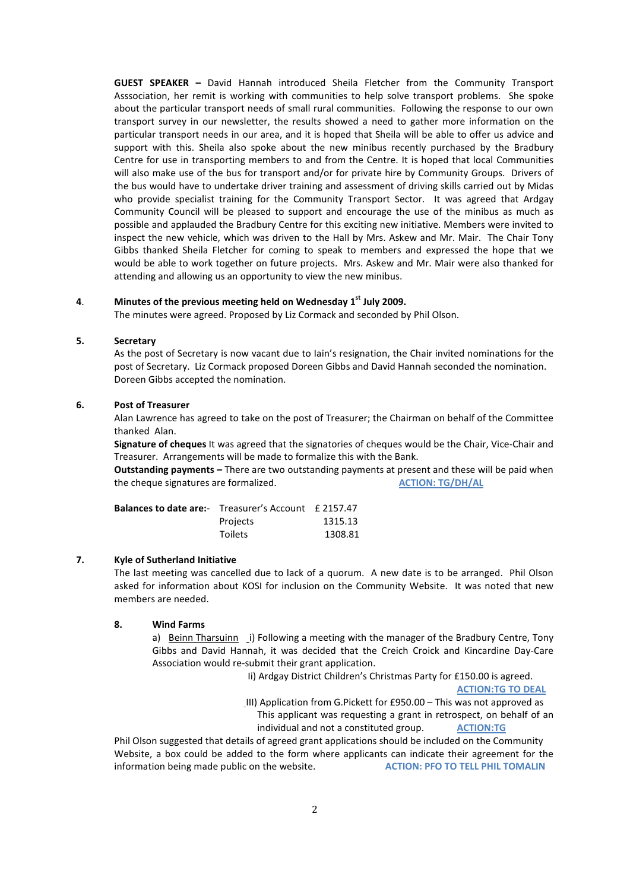**GUEST SPEAKER –** David Hannah introduced Sheila Fletcher from the Community Transport Asssociation, her remit is working with communities to help solve transport problems. She spoke about the particular transport needs of small rural communities. Following the response to our own transport survey in our newsletter, the results showed a need to gather more information on the particular transport needs in our area, and it is hoped that Sheila will be able to offer us advice and support with this. Sheila also spoke about the new minibus recently purchased by the Bradbury Centre for use in transporting members to and from the Centre. It is hoped that local Communities will also make use of the bus for transport and/or for private hire by Community Groups. Drivers of the bus would have to undertake driver training and assessment of driving skills carried out by Midas who provide specialist training for the Community Transport Sector. It was agreed that Ardgay Community Council will be pleased to support and encourage the use of the minibus as much as possible and applauded the Bradbury Centre for this exciting new initiative. Members were invited to inspect the new vehicle, which was driven to the Hall by Mrs. Askew and Mr. Mair. The Chair Tony Gibbs thanked Sheila Fletcher for coming to speak to members and expressed the hope that we would be able to work together on future projects. Mrs. Askew and Mr. Mair were also thanked for attending and allowing us an opportunity to view the new minibus.

**4. Minutes of the previous meeting held on Wednesday 1st July 2009.**

The minutes were agreed. Proposed by Liz Cormack and seconded by Phil Olson.

**5. Secretary**

As the post of Secretary is now vacant due to Iain's resignation, the Chair invited nominations for the post of Secretary. Liz Cormack proposed Doreen Gibbs and David Hannah seconded the nomination. Doreen Gibbs accepted the nomination.

**6. Post of Treasurer**

Alan Lawrence has agreed to take on the post of Treasurer; the Chairman on behalf of the Committee thanked Alan.

**Signature of cheques** It was agreed that the signatories of cheques would be the Chair, Vice-Chair and Treasurer. Arrangements will be made to formalize this with the Bank.

**Outstanding payments –** There are two outstanding payments at present and these will be paid when the cheque signatures are formalized. **ACTION: TG/DH/AL**

| **Balances to date are:-** | Treasurer's Account | £ 2157.47 |
|---|---|---|
| | Projects | 1315.13 |
| | Toilets | 1308.81 |

**7. Kyle of Sutherland Initiative**

The last meeting was cancelled due to lack of a quorum. A new date is to be arranged. Phil Olson asked for information about KOSI for inclusion on the Community Website. It was noted that new members are needed.

**8. Wind Farms**

a) Beinn Tharsuinn i) Following a meeting with the manager of the Bradbury Centre, Tony Gibbs and David Hannah, it was decided that the Creich Croick and Kincardine Day-Care Association would re-submit their grant application.

Ii) Ardgay District Children's Christmas Party for £150.00 is agreed. **ACTION:TG TO DEAL**

III) Application from G.Pickett for £950.00 – This was not approved as This applicant was requesting a grant in retrospect, on behalf of an individual and not a constituted group. **ACTION:TG**

Phil Olson suggested that details of agreed grant applications should be included on the Community Website, a box could be added to the form where applicants can indicate their agreement for the information being made public on the website. **ACTION: PFO TO TELL PHIL TOMALIN**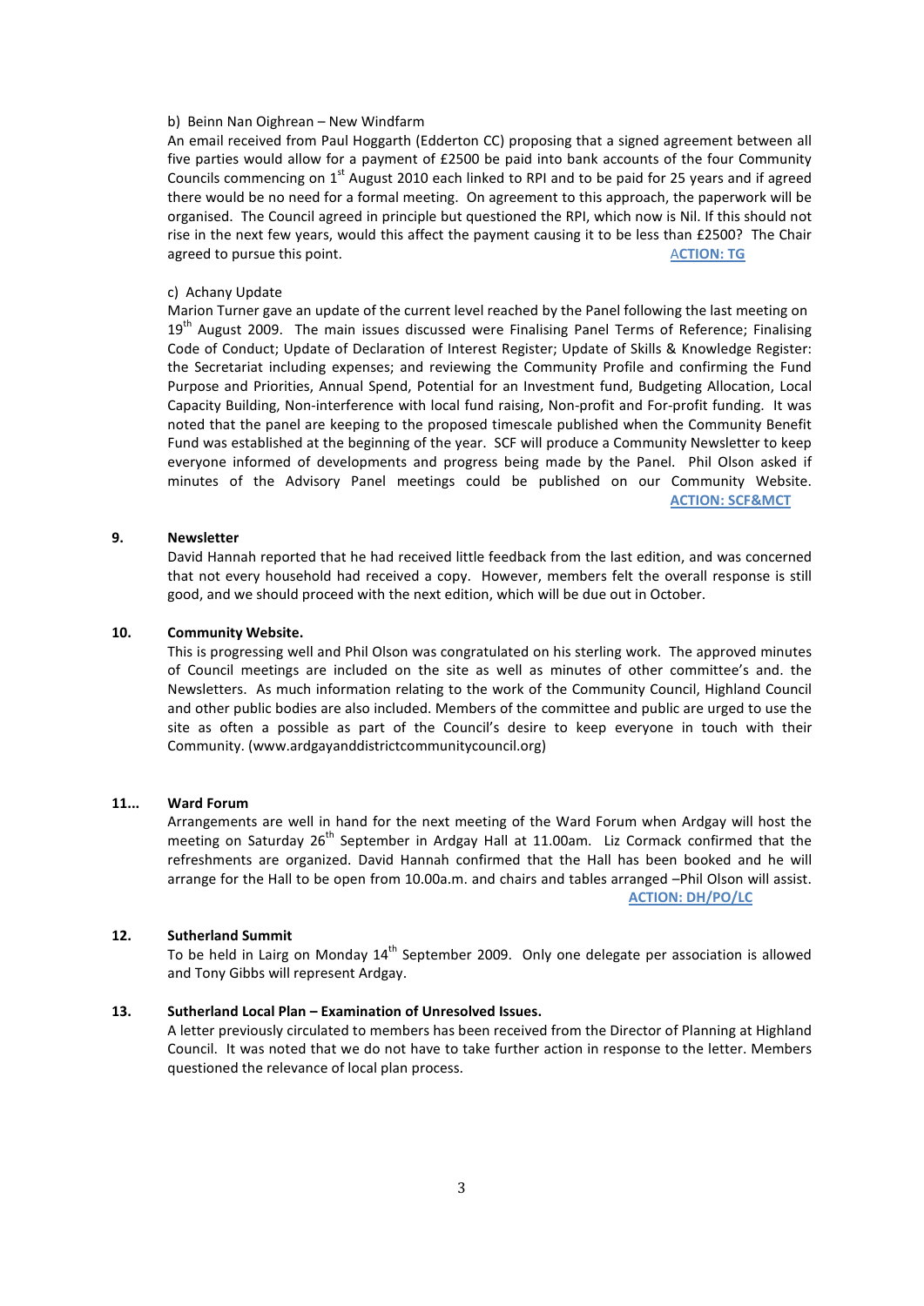b) Beinn Nan Oighrean – New Windfarm

An email received from Paul Hoggarth (Edderton CC) proposing that a signed agreement between all five parties would allow for a payment of £2500 be paid into bank accounts of the four Community Councils commencing on 1st August 2010 each linked to RPI and to be paid for 25 years and if agreed there would be no need for a formal meeting. On agreement to this approach, the paperwork will be organised. The Council agreed in principle but questioned the RPI, which now is Nil. If this should not rise in the next few years, would this affect the payment causing it to be less than £2500? The Chair agreed to pursue this point. **ACTION: TG**

c) Achany Update

Marion Turner gave an update of the current level reached by the Panel following the last meeting on 19th August 2009. The main issues discussed were Finalising Panel Terms of Reference; Finalising Code of Conduct; Update of Declaration of Interest Register; Update of Skills & Knowledge Register: the Secretariat including expenses; and reviewing the Community Profile and confirming the Fund Purpose and Priorities, Annual Spend, Potential for an Investment fund, Budgeting Allocation, Local Capacity Building, Non-interference with local fund raising, Non-profit and For-profit funding. It was noted that the panel are keeping to the proposed timescale published when the Community Benefit Fund was established at the beginning of the year. SCF will produce a Community Newsletter to keep everyone informed of developments and progress being made by the Panel. Phil Olson asked if minutes of the Advisory Panel meetings could be published on our Community Website. **ACTION: SCF&MCT**

**9. Newsletter**

David Hannah reported that he had received little feedback from the last edition, and was concerned that not every household had received a copy. However, members felt the overall response is still good, and we should proceed with the next edition, which will be due out in October.

**10. Community Website.**

This is progressing well and Phil Olson was congratulated on his sterling work. The approved minutes of Council meetings are included on the site as well as minutes of other committee's and. the Newsletters. As much information relating to the work of the Community Council, Highland Council and other public bodies are also included. Members of the committee and public are urged to use the site as often a possible as part of the Council's desire to keep everyone in touch with their Community. (www.ardgayanddistrictcommunitycouncil.org)

**11... Ward Forum**

Arrangements are well in hand for the next meeting of the Ward Forum when Ardgay will host the meeting on Saturday 26th September in Ardgay Hall at 11.00am. Liz Cormack confirmed that the refreshments are organized. David Hannah confirmed that the Hall has been booked and he will arrange for the Hall to be open from 10.00a.m. and chairs and tables arranged –Phil Olson will assist. **ACTION: DH/PO/LC**

**12. Sutherland Summit**

To be held in Lairg on Monday 14th September 2009. Only one delegate per association is allowed and Tony Gibbs will represent Ardgay.

**13. Sutherland Local Plan – Examination of Unresolved Issues.**

A letter previously circulated to members has been received from the Director of Planning at Highland Council. It was noted that we do not have to take further action in response to the letter. Members questioned the relevance of local plan process.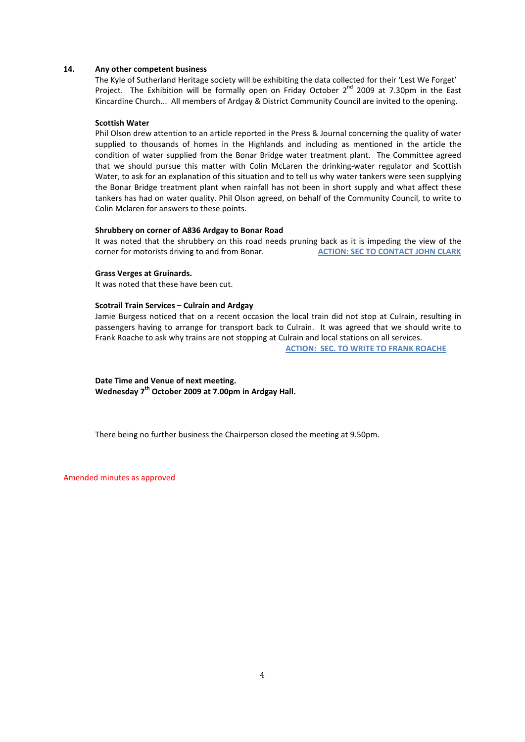**14. Any other competent business**

The Kyle of Sutherland Heritage society will be exhibiting the data collected for their 'Lest We Forget' Project. The Exhibition will be formally open on Friday October 2nd 2009 at 7.30pm in the East Kincardine Church... All members of Ardgay & District Community Council are invited to the opening.

**Scottish Water**

Phil Olson drew attention to an article reported in the Press & Journal concerning the quality of water supplied to thousands of homes in the Highlands and including as mentioned in the article the condition of water supplied from the Bonar Bridge water treatment plant. The Committee agreed that we should pursue this matter with Colin McLaren the drinking-water regulator and Scottish Water, to ask for an explanation of this situation and to tell us why water tankers were seen supplying the Bonar Bridge treatment plant when rainfall has not been in short supply and what affect these tankers has had on water quality. Phil Olson agreed, on behalf of the Community Council, to write to Colin Mclaren for answers to these points.

**Shrubbery on corner of A836 Ardgay to Bonar Road**

It was noted that the shrubbery on this road needs pruning back as it is impeding the view of the corner for motorists driving to and from Bonar. **ACTION: SEC TO CONTACT JOHN CLARK**

**Grass Verges at Gruinards.**

It was noted that these have been cut.

**Scotrail Train Services – Culrain and Ardgay**

Jamie Burgess noticed that on a recent occasion the local train did not stop at Culrain, resulting in passengers having to arrange for transport back to Culrain. It was agreed that we should write to Frank Roache to ask why trains are not stopping at Culrain and local stations on all services.

**ACTION: SEC. TO WRITE TO FRANK ROACHE**

**Date Time and Venue of next meeting.**
**Wednesday 7th October 2009 at 7.00pm in Ardgay Hall.**

There being no further business the Chairperson closed the meeting at 9.50pm.

Amended minutes as approved